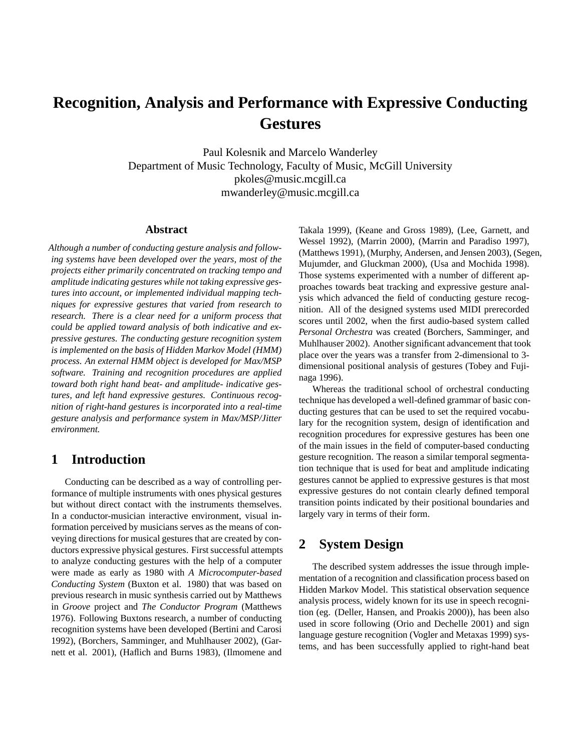# Recognition, Analysis and Performance with Expressive Conducting Gestures

Paul Kolesnik and Marcelo Wanderley
Department of Music Technology, Faculty of Music, McGill University
pkoles@music.mcgill.ca
mwanderley@music.mcgill.ca

## Abstract

*Although a number of conducting gesture analysis and following systems have been developed over the years, most of the projects either primarily concentrated on tracking tempo and amplitude indicating gestures while not taking expressive gestures into account, or implemented individual mapping techniques for expressive gestures that varied from research to research. There is a clear need for a uniform process that could be applied toward analysis of both indicative and expressive gestures. The conducting gesture recognition system is implemented on the basis of Hidden Markov Model (HMM) process. An external HMM object is developed for Max/MSP software. Training and recognition procedures are applied toward both right hand beat- and amplitude- indicative gestures, and left hand expressive gestures. Continuous recognition of right-hand gestures is incorporated into a real-time gesture analysis and performance system in Max/MSP/Jitter environment.*

## 1 Introduction

Conducting can be described as a way of controlling performance of multiple instruments with ones physical gestures but without direct contact with the instruments themselves. In a conductor-musician interactive environment, visual information perceived by musicians serves as the means of conveying directions for musical gestures that are created by conductors expressive physical gestures. First successful attempts to analyze conducting gestures with the help of a computer were made as early as 1980 with *A Microcomputer-based Conducting System* (Buxton et al. 1980) that was based on previous research in music synthesis carried out by Matthews in *Groove* project and *The Conductor Program* (Matthews 1976). Following Buxtons research, a number of conducting recognition systems have been developed (Bertini and Carosi 1992), (Borchers, Samminger, and Muhlhauser 2002), (Garnett et al. 2001), (Haflich and Burns 1983), (Ilmomene and Takala 1999), (Keane and Gross 1989), (Lee, Garnett, and Wessel 1992), (Marrin 2000), (Marrin and Paradiso 1997), (Matthews 1991), (Murphy, Andersen, and Jensen 2003), (Segen, Mujumder, and Gluckman 2000), (Usa and Mochida 1998). Those systems experimented with a number of different approaches towards beat tracking and expressive gesture analysis which advanced the field of conducting gesture recognition. All of the designed systems used MIDI prerecorded scores until 2002, when the first audio-based system called *Personal Orchestra* was created (Borchers, Samminger, and Muhlhauser 2002). Another significant advancement that took place over the years was a transfer from 2-dimensional to 3-dimensional positional analysis of gestures (Tobey and Fujinaga 1996).

Whereas the traditional school of orchestral conducting technique has developed a well-defined grammar of basic conducting gestures that can be used to set the required vocabulary for the recognition system, design of identification and recognition procedures for expressive gestures has been one of the main issues in the field of computer-based conducting gesture recognition. The reason a similar temporal segmentation technique that is used for beat and amplitude indicating gestures cannot be applied to expressive gestures is that most expressive gestures do not contain clearly defined temporal transition points indicated by their positional boundaries and largely vary in terms of their form.

## 2 System Design

The described system addresses the issue through implementation of a recognition and classification process based on Hidden Markov Model. This statistical observation sequence analysis process, widely known for its use in speech recognition (eg. (Deller, Hansen, and Proakis 2000)), has been also used in score following (Orio and Dechelle 2001) and sign language gesture recognition (Vogler and Metaxas 1999) systems, and has been successfully applied to right-hand beat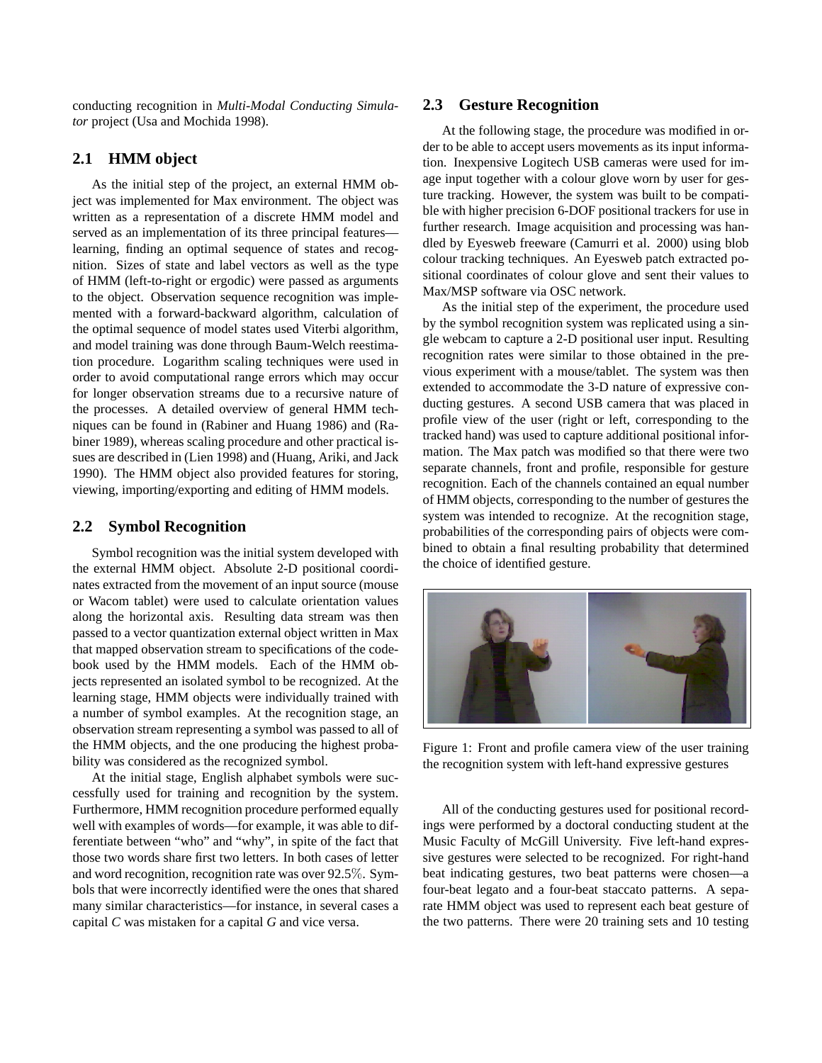conducting recognition in *Multi-Modal Conducting Simulator* project (Usa and Mochida 1998).

## 2.1 HMM object

As the initial step of the project, an external HMM object was implemented for Max environment. The object was written as a representation of a discrete HMM model and served as an implementation of its three principal features—learning, finding an optimal sequence of states and recognition. Sizes of state and label vectors as well as the type of HMM (left-to-right or ergodic) were passed as arguments to the object. Observation sequence recognition was implemented with a forward-backward algorithm, calculation of the optimal sequence of model states used Viterbi algorithm, and model training was done through Baum-Welch reestimation procedure. Logarithm scaling techniques were used in order to avoid computational range errors which may occur for longer observation streams due to a recursive nature of the processes. A detailed overview of general HMM techniques can be found in (Rabiner and Huang 1986) and (Rabiner 1989), whereas scaling procedure and other practical issues are described in (Lien 1998) and (Huang, Ariki, and Jack 1990). The HMM object also provided features for storing, viewing, importing/exporting and editing of HMM models.

## 2.2 Symbol Recognition

Symbol recognition was the initial system developed with the external HMM object. Absolute 2-D positional coordinates extracted from the movement of an input source (mouse or Wacom tablet) were used to calculate orientation values along the horizontal axis. Resulting data stream was then passed to a vector quantization external object written in Max that mapped observation stream to specifications of the codebook used by the HMM models. Each of the HMM objects represented an isolated symbol to be recognized. At the learning stage, HMM objects were individually trained with a number of symbol examples. At the recognition stage, an observation stream representing a symbol was passed to all of the HMM objects, and the one producing the highest probability was considered as the recognized symbol.

At the initial stage, English alphabet symbols were successfully used for training and recognition by the system. Furthermore, HMM recognition procedure performed equally well with examples of words—for example, it was able to differentiate between "who" and "why", in spite of the fact that those two words share first two letters. In both cases of letter and word recognition, recognition rate was over 92.5%. Symbols that were incorrectly identified were the ones that shared many similar characteristics—for instance, in several cases a capital *C* was mistaken for a capital *G* and vice versa.

## 2.3 Gesture Recognition

At the following stage, the procedure was modified in order to be able to accept users movements as its input information. Inexpensive Logitech USB cameras were used for image input together with a colour glove worn by user for gesture tracking. However, the system was built to be compatible with higher precision 6-DOF positional trackers for use in further research. Image acquisition and processing was handled by Eyesweb freeware (Camurri et al. 2000) using blob colour tracking techniques. An Eyesweb patch extracted positional coordinates of colour glove and sent their values to Max/MSP software via OSC network.

As the initial step of the experiment, the procedure used by the symbol recognition system was replicated using a single webcam to capture a 2-D positional user input. Resulting recognition rates were similar to those obtained in the previous experiment with a mouse/tablet. The system was then extended to accommodate the 3-D nature of expressive conducting gestures. A second USB camera that was placed in profile view of the user (right or left, corresponding to the tracked hand) was used to capture additional positional information. The Max patch was modified so that there were two separate channels, front and profile, responsible for gesture recognition. Each of the channels contained an equal number of HMM objects, corresponding to the number of gestures the system was intended to recognize. At the recognition stage, probabilities of the corresponding pairs of objects were combined to obtain a final resulting probability that determined the choice of identified gesture.

Figure 1: Front and profile camera view of the user training the recognition system with left-hand expressive gestures

All of the conducting gestures used for positional recordings were performed by a doctoral conducting student at the Music Faculty of McGill University. Five left-hand expressive gestures were selected to be recognized. For right-hand beat indicating gestures, two beat patterns were chosen—a four-beat legato and a four-beat staccato patterns. A separate HMM object was used to represent each beat gesture of the two patterns. There were 20 training sets and 10 testing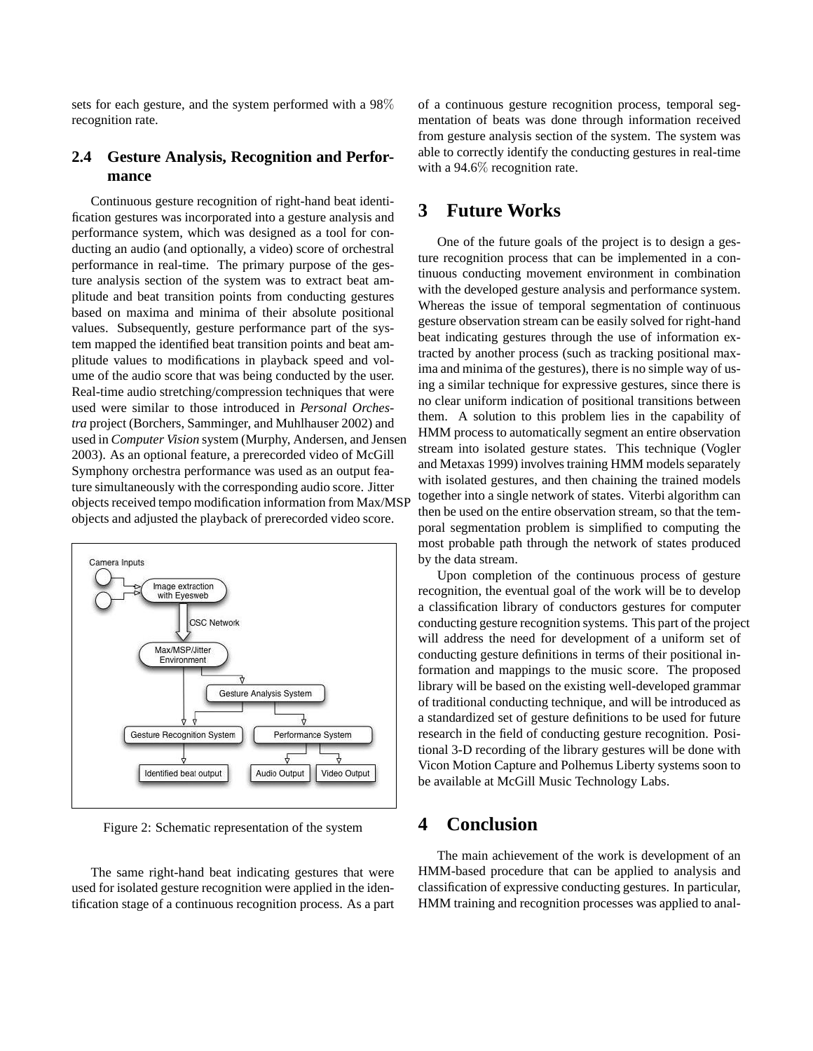sets for each gesture, and the system performed with a 98% recognition rate.

### 2.4 Gesture Analysis, Recognition and Performance

Continuous gesture recognition of right-hand beat identification gestures was incorporated into a gesture analysis and performance system, which was designed as a tool for conducting an audio (and optionally, a video) score of orchestral performance in real-time. The primary purpose of the gesture analysis section of the system was to extract beat amplitude and beat transition points from conducting gestures based on maxima and minima of their absolute positional values. Subsequently, gesture performance part of the system mapped the identified beat transition points and beat amplitude values to modifications in playback speed and volume of the audio score that was being conducted by the user. Real-time audio stretching/compression techniques that were used were similar to those introduced in *Personal Orchestra* project (Borchers, Samminger, and Muhlhauser 2002) and used in *Computer Vision* system (Murphy, Andersen, and Jensen 2003). As an optional feature, a prerecorded video of McGill Symphony orchestra performance was used as an output feature simultaneously with the corresponding audio score. Jitter objects received tempo modification information from Max/MSP objects and adjusted the playback of prerecorded video score.

Figure 2: Schematic representation of the system

The same right-hand beat indicating gestures that were used for isolated gesture recognition were applied in the identification stage of a continuous recognition process. As a part of a continuous gesture recognition process, temporal segmentation of beats was done through information received from gesture analysis section of the system. The system was able to correctly identify the conducting gestures in real-time with a 94.6% recognition rate.

## 3 Future Works

One of the future goals of the project is to design a gesture recognition process that can be implemented in a continuous conducting movement environment in combination with the developed gesture analysis and performance system. Whereas the issue of temporal segmentation of continuous gesture observation stream can be easily solved for right-hand beat indicating gestures through the use of information extracted by another process (such as tracking positional maxima and minima of the gestures), there is no simple way of using a similar technique for expressive gestures, since there is no clear uniform indication of positional transitions between them. A solution to this problem lies in the capability of HMM process to automatically segment an entire observation stream into isolated gesture states. This technique (Vogler and Metaxas 1999) involves training HMM models separately with isolated gestures, and then chaining the trained models together into a single network of states. Viterbi algorithm can then be used on the entire observation stream, so that the temporal segmentation problem is simplified to computing the most probable path through the network of states produced by the data stream.

Upon completion of the continuous process of gesture recognition, the eventual goal of the work will be to develop a classification library of conductors gestures for computer conducting gesture recognition systems. This part of the project will address the need for development of a uniform set of conducting gesture definitions in terms of their positional information and mappings to the music score. The proposed library will be based on the existing well-developed grammar of traditional conducting technique, and will be introduced as a standardized set of gesture definitions to be used for future research in the field of conducting gesture recognition. Positional 3-D recording of the library gestures will be done with Vicon Motion Capture and Polhemus Liberty systems soon to be available at McGill Music Technology Labs.

## 4 Conclusion

The main achievement of the work is development of an HMM-based procedure that can be applied to analysis and classification of expressive conducting gestures. In particular, HMM training and recognition processes was applied to anal-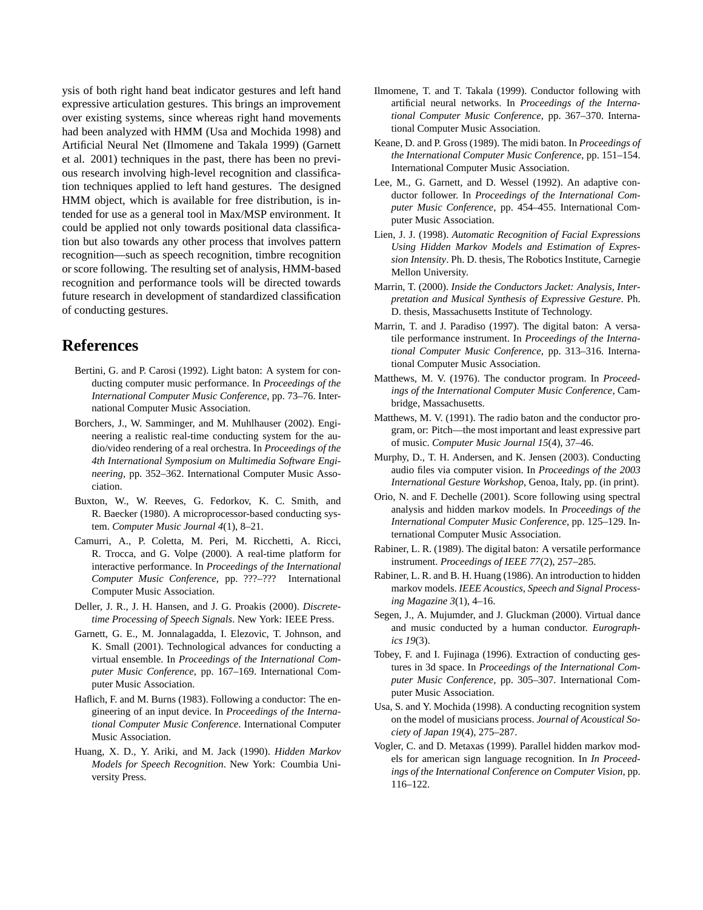ysis of both right hand beat indicator gestures and left hand expressive articulation gestures. This brings an improvement over existing systems, since whereas right hand movements had been analyzed with HMM (Usa and Mochida 1998) and Artificial Neural Net (Ilmomene and Takala 1999) (Garnett et al. 2001) techniques in the past, there has been no previous research involving high-level recognition and classification techniques applied to left hand gestures. The designed HMM object, which is available for free distribution, is intended for use as a general tool in Max/MSP environment. It could be applied not only towards positional data classification but also towards any other process that involves pattern recognition—such as speech recognition, timbre recognition or score following. The resulting set of analysis, HMM-based recognition and performance tools will be directed towards future research in development of standardized classification of conducting gestures.

## References

Bertini, G. and P. Carosi (1992). Light baton: A system for conducting computer music performance. In *Proceedings of the International Computer Music Conference*, pp. 73–76. International Computer Music Association.

Borchers, J., W. Samminger, and M. Muhlhauser (2002). Engineering a realistic real-time conducting system for the audio/video rendering of a real orchestra. In *Proceedings of the 4th International Symposium on Multimedia Software Engineering*, pp. 352–362. International Computer Music Association.

Buxton, W., W. Reeves, G. Fedorkov, K. C. Smith, and R. Baecker (1980). A microprocessor-based conducting system. *Computer Music Journal 4*(1), 8–21.

Camurri, A., P. Coletta, M. Peri, M. Ricchetti, A. Ricci, R. Trocca, and G. Volpe (2000). A real-time platform for interactive performance. In *Proceedings of the International Computer Music Conference*, pp. ???–??? International Computer Music Association.

Deller, J. R., J. H. Hansen, and J. G. Proakis (2000). *Discrete-time Processing of Speech Signals*. New York: IEEE Press.

Garnett, G. E., M. Jonnalagadda, I. Elezovic, T. Johnson, and K. Small (2001). Technological advances for conducting a virtual ensemble. In *Proceedings of the International Computer Music Conference*, pp. 167–169. International Computer Music Association.

Haflich, F. and M. Burns (1983). Following a conductor: The engineering of an input device. In *Proceedings of the International Computer Music Conference*. International Computer Music Association.

Huang, X. D., Y. Ariki, and M. Jack (1990). *Hidden Markov Models for Speech Recognition*. New York: Coumbia University Press.

Ilmomene, T. and T. Takala (1999). Conductor following with artificial neural networks. In *Proceedings of the International Computer Music Conference*, pp. 367–370. International Computer Music Association.

Keane, D. and P. Gross (1989). The midi baton. In *Proceedings of the International Computer Music Conference*, pp. 151–154. International Computer Music Association.

Lee, M., G. Garnett, and D. Wessel (1992). An adaptive conductor follower. In *Proceedings of the International Computer Music Conference*, pp. 454–455. International Computer Music Association.

Lien, J. J. (1998). *Automatic Recognition of Facial Expressions Using Hidden Markov Models and Estimation of Expression Intensity*. Ph. D. thesis, The Robotics Institute, Carnegie Mellon University.

Marrin, T. (2000). *Inside the Conductors Jacket: Analysis, Interpretation and Musical Synthesis of Expressive Gesture*. Ph. D. thesis, Massachusetts Institute of Technology.

Marrin, T. and J. Paradiso (1997). The digital baton: A versatile performance instrument. In *Proceedings of the International Computer Music Conference*, pp. 313–316. International Computer Music Association.

Matthews, M. V. (1976). The conductor program. In *Proceedings of the International Computer Music Conference*, Cambridge, Massachusetts.

Matthews, M. V. (1991). The radio baton and the conductor program, or: Pitch—the most important and least expressive part of music. *Computer Music Journal 15*(4), 37–46.

Murphy, D., T. H. Andersen, and K. Jensen (2003). Conducting audio files via computer vision. In *Proceedings of the 2003 International Gesture Workshop*, Genoa, Italy, pp. (in print).

Orio, N. and F. Dechelle (2001). Score following using spectral analysis and hidden markov models. In *Proceedings of the International Computer Music Conference*, pp. 125–129. International Computer Music Association.

Rabiner, L. R. (1989). The digital baton: A versatile performance instrument. *Proceedings of IEEE 77*(2), 257–285.

Rabiner, L. R. and B. H. Huang (1986). An introduction to hidden markov models. *IEEE Acoustics, Speech and Signal Processing Magazine 3*(1), 4–16.

Segen, J., A. Mujumder, and J. Gluckman (2000). Virtual dance and music conducted by a human conductor. *Eurographics 19*(3).

Tobey, F. and I. Fujinaga (1996). Extraction of conducting gestures in 3d space. In *Proceedings of the International Computer Music Conference*, pp. 305–307. International Computer Music Association.

Usa, S. and Y. Mochida (1998). A conducting recognition system on the model of musicians process. *Journal of Acoustical Society of Japan 19*(4), 275–287.

Vogler, C. and D. Metaxas (1999). Parallel hidden markov models for american sign language recognition. In *In Proceedings of the International Conference on Computer Vision*, pp. 116–122.